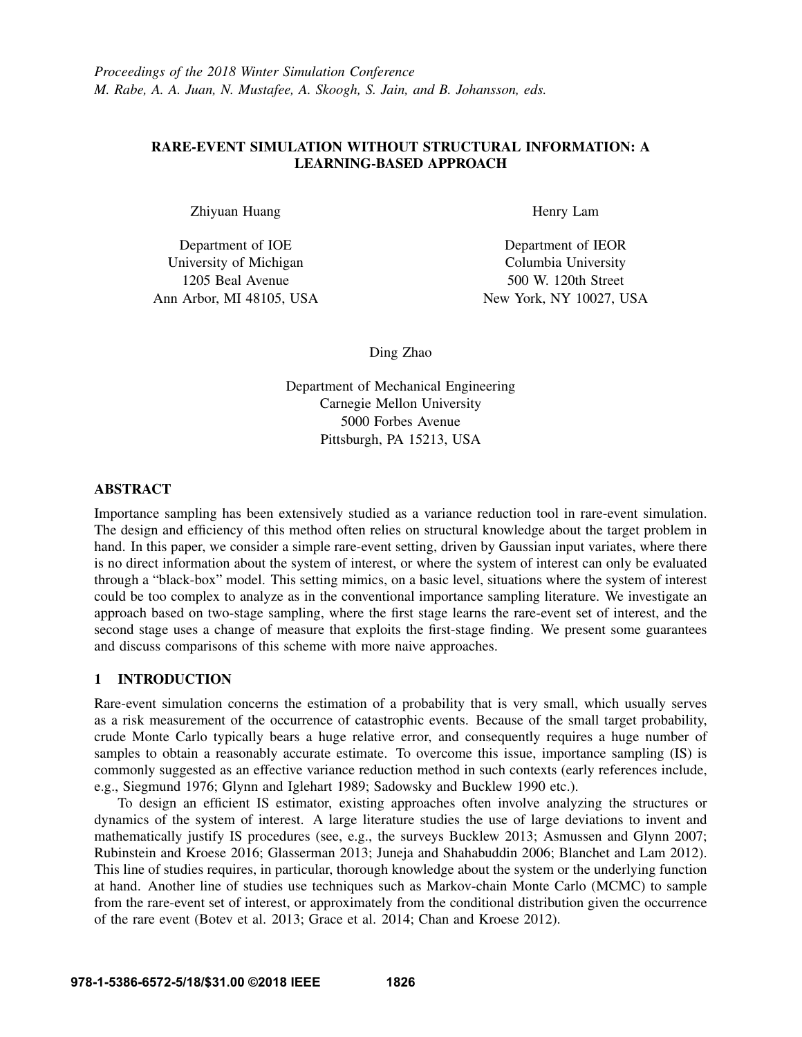# RARE-EVENT SIMULATION WITHOUT STRUCTURAL INFORMATION: A LEARNING-BASED APPROACH

Zhiyuan Huang

Department of IOE
University of Michigan
1205 Beal Avenue
Ann Arbor, MI 48105, USA

Henry Lam

Department of IEOR
Columbia University
500 W. 120th Street
New York, NY 10027, USA

Ding Zhao

Department of Mechanical Engineering
Carnegie Mellon University
5000 Forbes Avenue
Pittsburgh, PA 15213, USA

## ABSTRACT

Importance sampling has been extensively studied as a variance reduction tool in rare-event simulation. The design and efficiency of this method often relies on structural knowledge about the target problem in hand. In this paper, we consider a simple rare-event setting, driven by Gaussian input variates, where there is no direct information about the system of interest, or where the system of interest can only be evaluated through a "black-box" model. This setting mimics, on a basic level, situations where the system of interest could be too complex to analyze as in the conventional importance sampling literature. We investigate an approach based on two-stage sampling, where the first stage learns the rare-event set of interest, and the second stage uses a change of measure that exploits the first-stage finding. We present some guarantees and discuss comparisons of this scheme with more naive approaches.

## 1 INTRODUCTION

Rare-event simulation concerns the estimation of a probability that is very small, which usually serves as a risk measurement of the occurrence of catastrophic events. Because of the small target probability, crude Monte Carlo typically bears a huge relative error, and consequently requires a huge number of samples to obtain a reasonably accurate estimate. To overcome this issue, importance sampling (IS) is commonly suggested as an effective variance reduction method in such contexts (early references include, e.g., Siegmund 1976; Glynn and Iglehart 1989; Sadowsky and Bucklew 1990 etc.).

To design an efficient IS estimator, existing approaches often involve analyzing the structures or dynamics of the system of interest. A large literature studies the use of large deviations to invent and mathematically justify IS procedures (see, e.g., the surveys Bucklew 2013; Asmussen and Glynn 2007; Rubinstein and Kroese 2016; Glasserman 2013; Juneja and Shahabuddin 2006; Blanchet and Lam 2012). This line of studies requires, in particular, thorough knowledge about the system or the underlying function at hand. Another line of studies use techniques such as Markov-chain Monte Carlo (MCMC) to sample from the rare-event set of interest, or approximately from the conditional distribution given the occurrence of the rare event (Botev et al. 2013; Grace et al. 2014; Chan and Kroese 2012).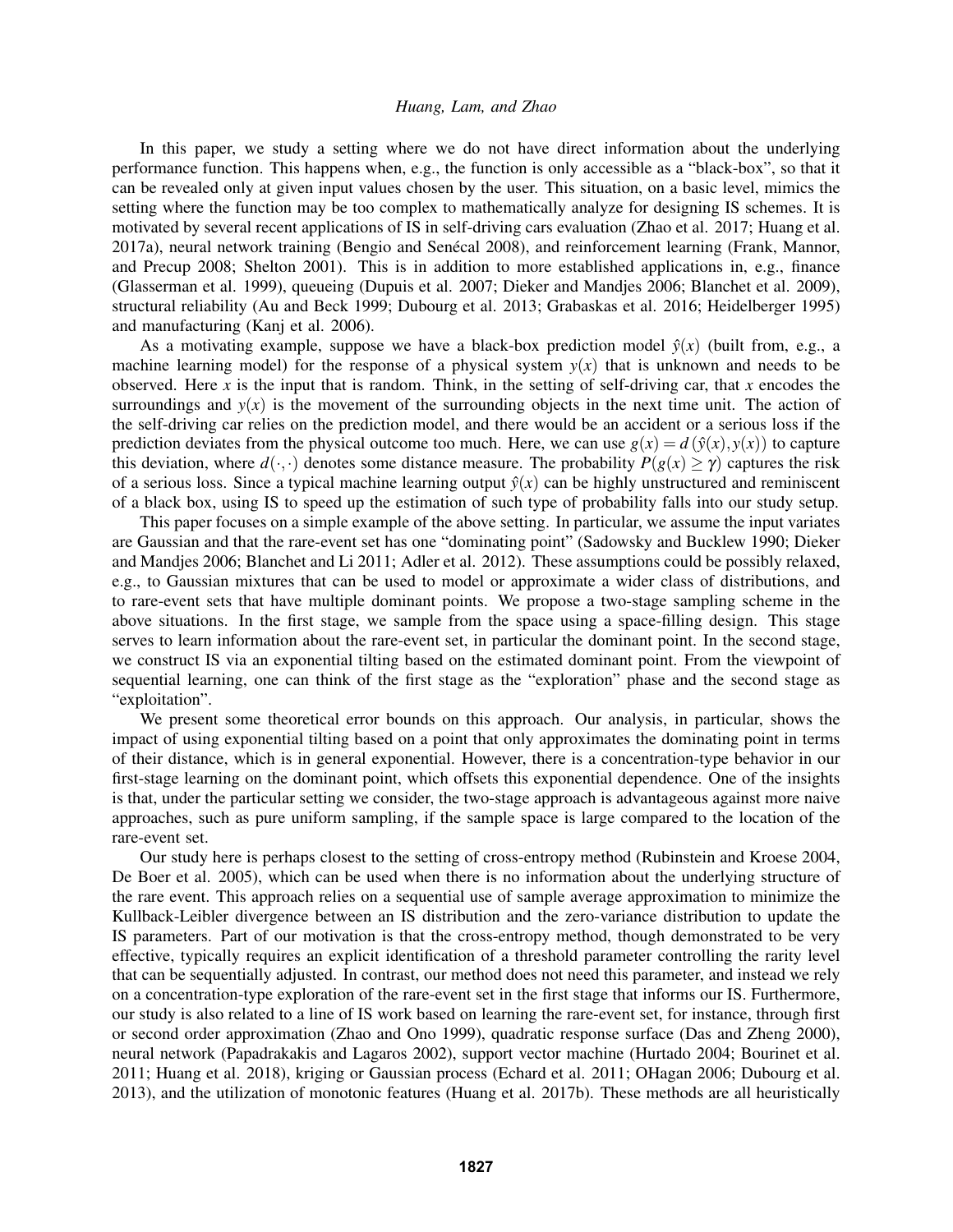In this paper, we study a setting where we do not have direct information about the underlying performance function. This happens when, e.g., the function is only accessible as a "black-box", so that it can be revealed only at given input values chosen by the user. This situation, on a basic level, mimics the setting where the function may be too complex to mathematically analyze for designing IS schemes. It is motivated by several recent applications of IS in self-driving cars evaluation (Zhao et al. 2017; Huang et al. 2017a), neural network training (Bengio and Senécal 2008), and reinforcement learning (Frank, Mannor, and Precup 2008; Shelton 2001). This is in addition to more established applications in, e.g., finance (Glasserman et al. 1999), queueing (Dupuis et al. 2007; Dieker and Mandjes 2006; Blanchet et al. 2009), structural reliability (Au and Beck 1999; Dubourg et al. 2013; Grabaskas et al. 2016; Heidelberger 1995) and manufacturing (Kanj et al. 2006).

As a motivating example, suppose we have a black-box prediction model $\hat{y}(x)$ (built from, e.g., a machine learning model) for the response of a physical system $y(x)$ that is unknown and needs to be observed. Here $x$ is the input that is random. Think, in the setting of self-driving car, that $x$ encodes the surroundings and $y(x)$ is the movement of the surrounding objects in the next time unit. The action of the self-driving car relies on the prediction model, and there would be an accident or a serious loss if the prediction deviates from the physical outcome too much. Here, we can use $g(x) = d(\hat{y}(x), y(x))$ to capture this deviation, where $d(\cdot,\cdot)$ denotes some distance measure. The probability $P(g(x) \geq \gamma)$ captures the risk of a serious loss. Since a typical machine learning output $\hat{y}(x)$ can be highly unstructured and reminiscent of a black box, using IS to speed up the estimation of such type of probability falls into our study setup.

This paper focuses on a simple example of the above setting. In particular, we assume the input variates are Gaussian and that the rare-event set has one "dominating point" (Sadowsky and Bucklew 1990; Dieker and Mandjes 2006; Blanchet and Li 2011; Adler et al. 2012). These assumptions could be possibly relaxed, e.g., to Gaussian mixtures that can be used to model or approximate a wider class of distributions, and to rare-event sets that have multiple dominant points. We propose a two-stage sampling scheme in the above situations. In the first stage, we sample from the space using a space-filling design. This stage serves to learn information about the rare-event set, in particular the dominant point. In the second stage, we construct IS via an exponential tilting based on the estimated dominant point. From the viewpoint of sequential learning, one can think of the first stage as the "exploration" phase and the second stage as "exploitation".

We present some theoretical error bounds on this approach. Our analysis, in particular, shows the impact of using exponential tilting based on a point that only approximates the dominating point in terms of their distance, which is in general exponential. However, there is a concentration-type behavior in our first-stage learning on the dominant point, which offsets this exponential dependence. One of the insights is that, under the particular setting we consider, the two-stage approach is advantageous against more naive approaches, such as pure uniform sampling, if the sample space is large compared to the location of the rare-event set.

Our study here is perhaps closest to the setting of cross-entropy method (Rubinstein and Kroese 2004, De Boer et al. 2005), which can be used when there is no information about the underlying structure of the rare event. This approach relies on a sequential use of sample average approximation to minimize the Kullback-Leibler divergence between an IS distribution and the zero-variance distribution to update the IS parameters. Part of our motivation is that the cross-entropy method, though demonstrated to be very effective, typically requires an explicit identification of a threshold parameter controlling the rarity level that can be sequentially adjusted. In contrast, our method does not need this parameter, and instead we rely on a concentration-type exploration of the rare-event set in the first stage that informs our IS. Furthermore, our study is also related to a line of IS work based on learning the rare-event set, for instance, through first or second order approximation (Zhao and Ono 1999), quadratic response surface (Das and Zheng 2000), neural network (Papadrakakis and Lagaros 2002), support vector machine (Hurtado 2004; Bourinet et al. 2011; Huang et al. 2018), kriging or Gaussian process (Echard et al. 2011; OHagan 2006; Dubourg et al. 2013), and the utilization of monotonic features (Huang et al. 2017b). These methods are all heuristically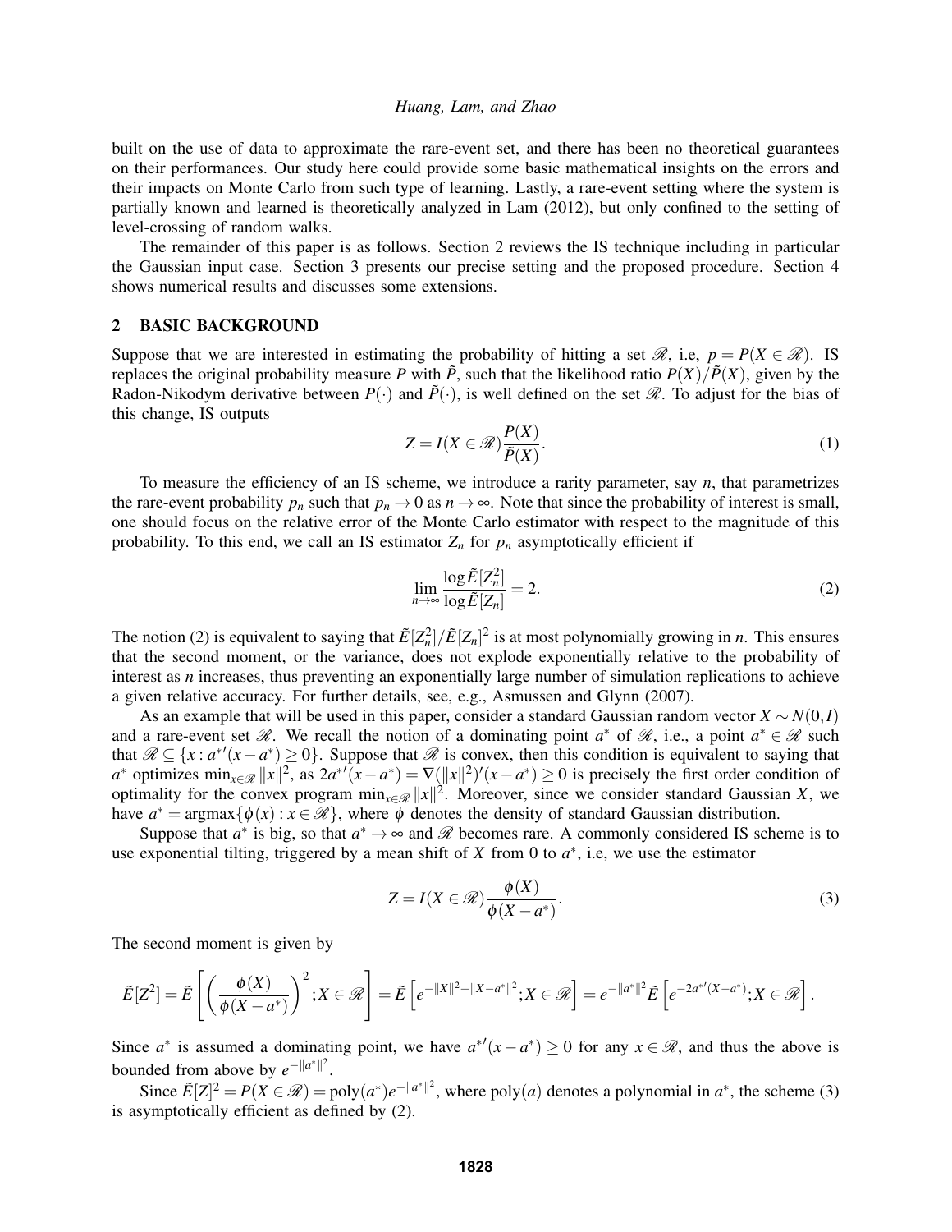built on the use of data to approximate the rare-event set, and there has been no theoretical guarantees on their performances. Our study here could provide some basic mathematical insights on the errors and their impacts on Monte Carlo from such type of learning. Lastly, a rare-event setting where the system is partially known and learned is theoretically analyzed in Lam (2012), but only confined to the setting of level-crossing of random walks.

The remainder of this paper is as follows. Section 2 reviews the IS technique including in particular the Gaussian input case. Section 3 presents our precise setting and the proposed procedure. Section 4 shows numerical results and discusses some extensions.

## 2 BASIC BACKGROUND

Suppose that we are interested in estimating the probability of hitting a set $\mathscr{R}$, i.e, $p = P(X \in \mathscr{R})$. IS replaces the original probability measure $P$ with $\tilde{P}$, such that the likelihood ratio $P(X)/\tilde{P}(X)$, given by the Radon-Nikodym derivative between $P(\cdot)$ and $\tilde{P}(\cdot)$, is well defined on the set $\mathscr{R}$. To adjust for the bias of this change, IS outputs

$$Z = I(X \in \mathscr{R}) \frac{P(X)}{\tilde{P}(X)}. \tag{1}$$

To measure the efficiency of an IS scheme, we introduce a rarity parameter, say $n$, that parametrizes the rare-event probability $p_n$ such that $p_n \to 0$ as $n \to \infty$. Note that since the probability of interest is small, one should focus on the relative error of the Monte Carlo estimator with respect to the magnitude of this probability. To this end, we call an IS estimator $Z_n$ for $p_n$ asymptotically efficient if

$$\lim_{n\to\infty} \frac{\log \tilde{E}[Z_n^2]}{\log \tilde{E}[Z_n]} = 2. \tag{2}$$

The notion (2) is equivalent to saying that $\tilde{E}[Z_n^2]/\tilde{E}[Z_n]^2$ is at most polynomially growing in $n$. This ensures that the second moment, or the variance, does not explode exponentially relative to the probability of interest as $n$ increases, thus preventing an exponentially large number of simulation replications to achieve a given relative accuracy. For further details, see, e.g., Asmussen and Glynn (2007).

As an example that will be used in this paper, consider a standard Gaussian random vector $X \sim N(0, I)$ and a rare-event set $\mathscr{R}$. We recall the notion of a dominating point $a^*$ of $\mathscr{R}$, i.e., a point $a^* \in \mathscr{R}$ such that $\mathscr{R} \subseteq \{x : a^{*\prime}(x - a^*) \geq 0\}$. Suppose that $\mathscr{R}$ is convex, then this condition is equivalent to saying that $a^*$ optimizes $\min_{x\in\mathscr{R}} \|x\|^2$, as $2a^{*\prime}(x - a^*) = \nabla(\|x\|^2)'(x - a^*) \geq 0$ is precisely the first order condition of optimality for the convex program $\min_{x\in\mathscr{R}} \|x\|^2$. Moreover, since we consider standard Gaussian $X$, we have $a^* = \text{argmax}\{\phi(x) : x \in \mathscr{R}\}$, where $\phi$ denotes the density of standard Gaussian distribution.

Suppose that $a^*$ is big, so that $a^* \to \infty$ and $\mathscr{R}$ becomes rare. A commonly considered IS scheme is to use exponential tilting, triggered by a mean shift of $X$ from 0 to $a^*$, i.e, we use the estimator

$$Z = I(X \in \mathscr{R}) \frac{\phi(X)}{\phi(X - a^*)}. \tag{3}$$

The second moment is given by

$$\tilde{E}[Z^2] = \tilde{E}\left[\left(\frac{\phi(X)}{\phi(X - a^*)}\right)^2 ; X \in \mathscr{R}\right] = \tilde{E}\left[e^{-\|X\|^2 + \|X - a^*\|^2} ; X \in \mathscr{R}\right] = e^{-\|a^*\|^2} \tilde{E}\left[e^{-2a^{*\prime}(X - a^*)} ; X \in \mathscr{R}\right].$$

Since $a^*$ is assumed a dominating point, we have $a^{*\prime}(x - a^*) \geq 0$ for any $x \in \mathscr{R}$, and thus the above is bounded from above by $e^{-\|a^*\|^2}$.

Since $\tilde{E}[Z]^2 = P(X \in \mathscr{R}) = \text{poly}(a^*) e^{-\|a^*\|^2}$, where $\text{poly}(a)$ denotes a polynomial in $a^*$, the scheme (3) is asymptotically efficient as defined by (2).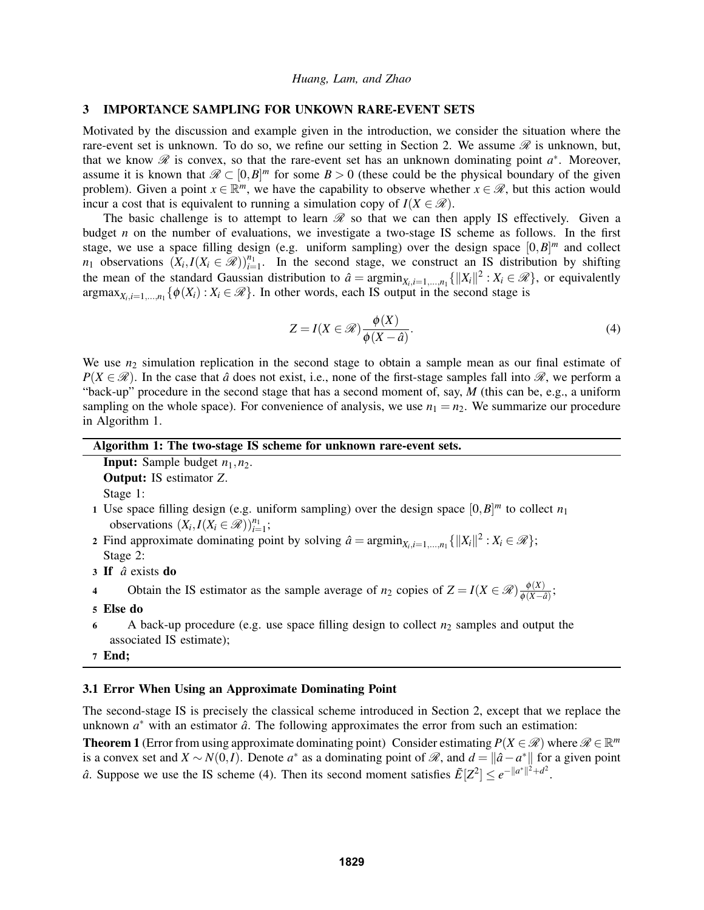## 3 IMPORTANCE SAMPLING FOR UNKOWN RARE-EVENT SETS

Motivated by the discussion and example given in the introduction, we consider the situation where the rare-event set is unknown. To do so, we refine our setting in Section 2. We assume $\mathscr{R}$ is unknown, but, that we know $\mathscr{R}$ is convex, so that the rare-event set has an unknown dominating point $a^*$. Moreover, assume it is known that $\mathscr{R} \subset [0,B]^m$ for some $B > 0$ (these could be the physical boundary of the given problem). Given a point $x \in \mathbb{R}^m$, we have the capability to observe whether $x \in \mathscr{R}$, but this action would incur a cost that is equivalent to running a simulation copy of $I(X \in \mathscr{R})$.

The basic challenge is to attempt to learn $\mathscr{R}$ so that we can then apply IS effectively. Given a budget $n$ on the number of evaluations, we investigate a two-stage IS scheme as follows. In the first stage, we use a space filling design (e.g. uniform sampling) over the design space $[0,B]^m$ and collect $n_1$ observations $(X_i, I(X_i \in \mathscr{R}))_{i=1}^{n_1}$. In the second stage, we construct an IS distribution by shifting the mean of the standard Gaussian distribution to $\hat{a} = \text{argmin}_{X_i, i=1,\ldots,n_1}\{\|X_i\|^2 : X_i \in \mathscr{R}\}$, or equivalently $\text{argmax}_{X_i, i=1,\ldots,n_1}\{\phi(X_i) : X_i \in \mathscr{R}\}$. In other words, each IS output in the second stage is

$$Z = I(X \in \mathscr{R}) \frac{\phi(X)}{\phi(X - \hat{a})}. \tag{4}$$

We use $n_2$ simulation replication in the second stage to obtain a sample mean as our final estimate of $P(X \in \mathscr{R})$. In the case that $\hat{a}$ does not exist, i.e., none of the first-stage samples fall into $\mathscr{R}$, we perform a "back-up" procedure in the second stage that has a second moment of, say, $M$ (this can be, e.g., a uniform sampling on the whole space). For convenience of analysis, we use $n_1 = n_2$. We summarize our procedure in Algorithm 1.

---

**Algorithm 1: The two-stage IS scheme for unknown rare-event sets.**

**Input:** Sample budget $n_1, n_2$.
**Output:** IS estimator $Z$.
Stage 1:
1. Use space filling design (e.g. uniform sampling) over the design space $[0,B]^m$ to collect $n_1$ observations $(X_i, I(X_i \in \mathscr{R}))_{i=1}^{n_1}$;
2. Find approximate dominating point by solving $\hat{a} = \text{argmin}_{X_i, i=1,\ldots,n_1}\{\|X_i\|^2 : X_i \in \mathscr{R}\}$;
Stage 2:
3. **If** $\hat{a}$ exists **do**
4. Obtain the IS estimator as the sample average of $n_2$ copies of $Z = I(X \in \mathscr{R}) \frac{\phi(X)}{\phi(X - \hat{a})}$;
5. **Else do**
6. A back-up procedure (e.g. use space filling design to collect $n_2$ samples and output the associated IS estimate);
7. **End;**

---

### 3.1 Error When Using an Approximate Dominating Point

The second-stage IS is precisely the classical scheme introduced in Section 2, except that we replace the unknown $a^*$ with an estimator $\hat{a}$. The following approximates the error from such an estimation:

**Theorem 1** (Error from using approximate dominating point) Consider estimating $P(X \in \mathscr{R})$ where $\mathscr{R} \in \mathbb{R}^m$ is a convex set and $X \sim N(0, I)$. Denote $a^*$ as a dominating point of $\mathscr{R}$, and $d = \|\hat{a} - a^*\|$ for a given point $\hat{a}$. Suppose we use the IS scheme (4). Then its second moment satisfies $\tilde{E}[Z^2] \le e^{-\|a^*\|^2 + d^2}$.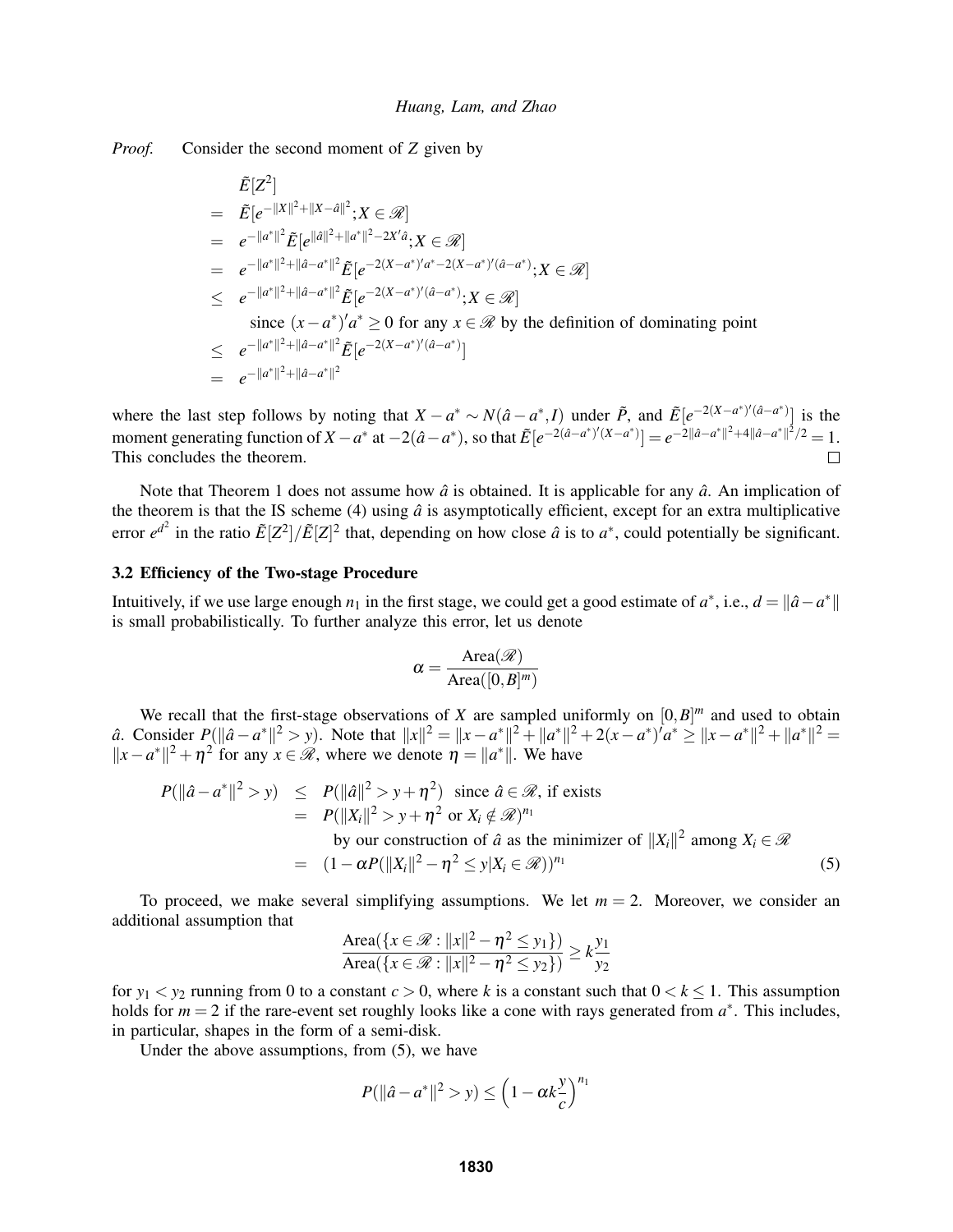*Proof.* Consider the second moment of $Z$ given by

$$
\begin{aligned}
& \tilde{E}[Z^2] \\
= \;& \tilde{E}[e^{-\|X\|^2+\|X-\hat{a}\|^2}; X \in \mathscr{R}] \\
= \;& e^{-\|a^*\|^2}\tilde{E}[e^{\|\hat{a}\|^2+\|a^*\|^2-2X'\hat{a}}; X \in \mathscr{R}] \\
= \;& e^{-\|a^*\|^2+\|\hat{a}-a^*\|^2}\tilde{E}[e^{-2(X-a^*)'a^*-2(X-a^*)'(\hat{a}-a^*)}; X \in \mathscr{R}] \\
\leq \;& e^{-\|a^*\|^2+\|\hat{a}-a^*\|^2}\tilde{E}[e^{-2(X-a^*)'(\hat{a}-a^*)}; X \in \mathscr{R}] \\
& \quad \text{since } (x-a^*)'a^* \geq 0 \text{ for any } x \in \mathscr{R} \text{ by the definition of dominating point} \\
\leq \;& e^{-\|a^*\|^2+\|\hat{a}-a^*\|^2}\tilde{E}[e^{-2(X-a^*)'(\hat{a}-a^*)}] \\
= \;& e^{-\|a^*\|^2+\|\hat{a}-a^*\|^2}
\end{aligned}
$$

where the last step follows by noting that $X - a^* \sim N(\hat{a}-a^*, I)$ under $\tilde{P}$, and $\tilde{E}[e^{-2(X-a^*)'(\hat{a}-a^*)}]$ is the moment generating function of $X-a^*$ at $-2(\hat{a}-a^*)$, so that $\tilde{E}[e^{-2(\hat{a}-a^*)'(X-a^*)}] = e^{-2\|\hat{a}-a^*\|^2+4\|\hat{a}-a^*\|^2/2} = 1$. This concludes the theorem. $\square$

Note that Theorem 1 does not assume how $\hat{a}$ is obtained. It is applicable for any $\hat{a}$. An implication of the theorem is that the IS scheme (4) using $\hat{a}$ is asymptotically efficient, except for an extra multiplicative error $e^{d^2}$ in the ratio $\tilde{E}[Z^2]/\tilde{E}[Z]^2$ that, depending on how close $\hat{a}$ is to $a^*$, could potentially be significant.

### 3.2 Efficiency of the Two-stage Procedure

Intuitively, if we use large enough $n_1$ in the first stage, we could get a good estimate of $a^*$, i.e., $d = \|\hat{a}-a^*\|$ is small probabilistically. To further analyze this error, let us denote

$$\alpha = \frac{\text{Area}(\mathscr{R})}{\text{Area}([0,B]^m)}$$

We recall that the first-stage observations of $X$ are sampled uniformly on $[0,B]^m$ and used to obtain $\hat{a}$. Consider $P(\|\hat{a}-a^*\|^2 > y)$. Note that $\|x\|^2 = \|x-a^*\|^2 + \|a^*\|^2 + 2(x-a^*)'a^* \geq \|x-a^*\|^2 + \|a^*\|^2 = \|x-a^*\|^2 + \eta^2$ for any $x \in \mathscr{R}$, where we denote $\eta = \|a^*\|$. We have

$$
\begin{aligned}
P(\|\hat{a}-a^*\|^2 > y) &\leq P(\|\hat{a}\|^2 > y+\eta^2) \quad \text{since } \hat{a} \in \mathscr{R}, \text{ if exists} \\
&= P(\|X_i\|^2 > y+\eta^2 \text{ or } X_i \notin \mathscr{R})^{n_1} \\
& \qquad \text{by our construction of } \hat{a} \text{ as the minimizer of } \|X_i\|^2 \text{ among } X_i \in \mathscr{R} \\
&= (1-\alpha P(\|X_i\|^2 - \eta^2 \leq y | X_i \in \mathscr{R}))^{n_1} \qquad (5)
\end{aligned}
$$

To proceed, we make several simplifying assumptions. We let $m = 2$. Moreover, we consider an additional assumption that

$$\frac{\text{Area}(\{x \in \mathscr{R} : \|x\|^2 - \eta^2 \leq y_1\})}{\text{Area}(\{x \in \mathscr{R} : \|x\|^2 - \eta^2 \leq y_2\})} \geq k\frac{y_1}{y_2}$$

for $y_1 < y_2$ running from 0 to a constant $c > 0$, where $k$ is a constant such that $0 < k \leq 1$. This assumption holds for $m = 2$ if the rare-event set roughly looks like a cone with rays generated from $a^*$. This includes, in particular, shapes in the form of a semi-disk.

Under the above assumptions, from (5), we have

$$P(\|\hat{a}-a^*\|^2 > y) \leq \left(1 - \alpha k \frac{y}{c}\right)^{n_1}$$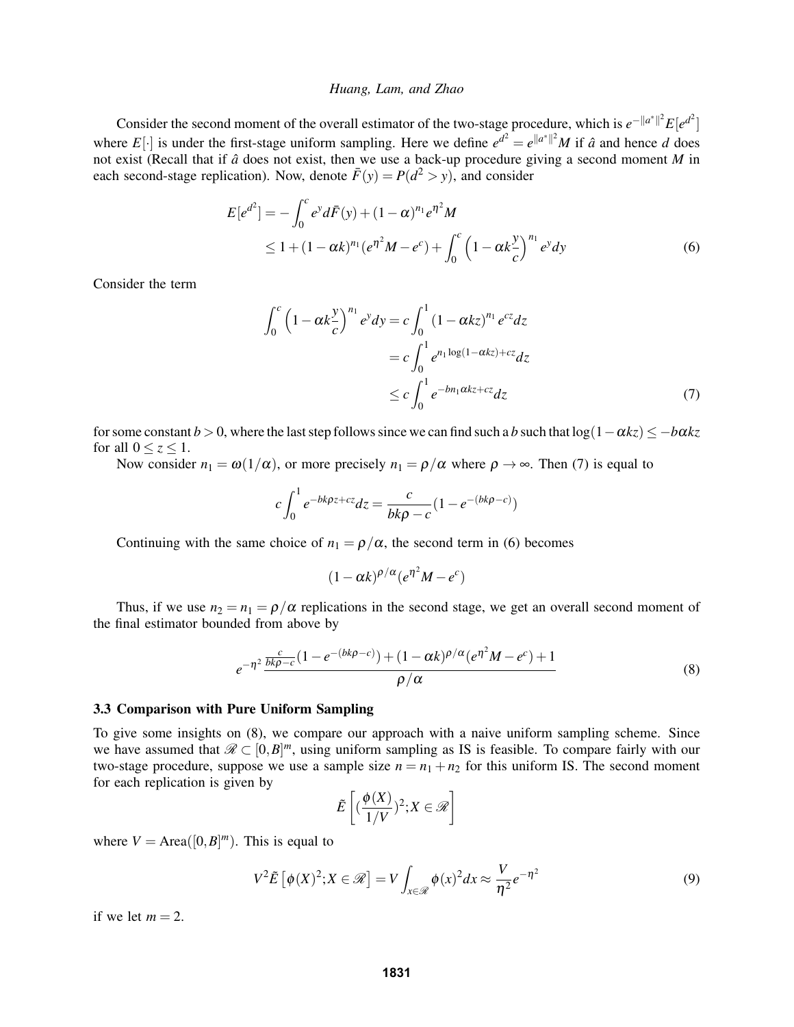Consider the second moment of the overall estimator of the two-stage procedure, which is $e^{-\|a^*\|^2}E[e^{d^2}]$ where $E[\cdot]$ is under the first-stage uniform sampling. Here we define $e^{d^2} = e^{\|a^*\|^2}M$ if $\hat{a}$ and hence $d$ does not exist (Recall that if $\hat{a}$ does not exist, then we use a back-up procedure giving a second moment $M$ in each second-stage replication). Now, denote $\bar{F}(y) = P(d^2 > y)$, and consider

$$
\begin{aligned}
E[e^{d^2}] &= -\int_0^c e^y d\bar{F}(y) + (1-\alpha)^{n_1} e^{\eta^2} M \\
&\leq 1 + (1-\alpha k)^{n_1}(e^{\eta^2}M - e^c) + \int_0^c \left(1 - \alpha k \frac{y}{c}\right)^{n_1} e^y dy
\end{aligned}
\tag{6}
$$

Consider the term

$$
\begin{aligned}
\int_0^c \left(1 - \alpha k \frac{y}{c}\right)^{n_1} e^y dy &= c\int_0^1 (1-\alpha k z)^{n_1} e^{cz} dz \\
&= c\int_0^1 e^{n_1 \log(1-\alpha k z) + cz} dz \\
&\leq c\int_0^1 e^{-b n_1 \alpha k z + cz} dz
\end{aligned}
\tag{7}
$$

for some constant $b > 0$, where the last step follows since we can find such a $b$ such that $\log(1-\alpha k z) \leq -b\alpha k z$ for all $0 \leq z \leq 1$.

Now consider $n_1 = \omega(1/\alpha)$, or more precisely $n_1 = \rho/\alpha$ where $\rho \to \infty$. Then (7) is equal to

$$
c\int_0^1 e^{-bk\rho z + cz} dz = \frac{c}{bk\rho - c}(1 - e^{-(bk\rho - c)})
$$

Continuing with the same choice of $n_1 = \rho/\alpha$, the second term in (6) becomes

$$
(1-\alpha k)^{\rho/\alpha}(e^{\eta^2}M - e^c)
$$

Thus, if we use $n_2 = n_1 = \rho/\alpha$ replications in the second stage, we get an overall second moment of the final estimator bounded from above by

$$
e^{-\eta^2} \frac{\frac{c}{bk\rho - c}(1 - e^{-(bk\rho - c)}) + (1-\alpha k)^{\rho/\alpha}(e^{\eta^2}M - e^c) + 1}{\rho/\alpha}
\tag{8}
$$

### 3.3 Comparison with Pure Uniform Sampling

To give some insights on (8), we compare our approach with a naive uniform sampling scheme. Since we have assumed that $\mathscr{R} \subset [0,B]^m$, using uniform sampling as IS is feasible. To compare fairly with our two-stage procedure, suppose we use a sample size $n = n_1 + n_2$ for this uniform IS. The second moment for each replication is given by

$$
\tilde{E}\left[\left(\frac{\phi(X)}{1/V}\right)^2; X \in \mathscr{R}\right]
$$

where $V = \text{Area}([0,B]^m)$. This is equal to

$$
V^2 \tilde{E}\left[\phi(X)^2; X \in \mathscr{R}\right] = V\int_{x \in \mathscr{R}} \phi(x)^2 dx \approx \frac{V}{\eta^2} e^{-\eta^2}
\tag{9}
$$

if we let $m = 2$.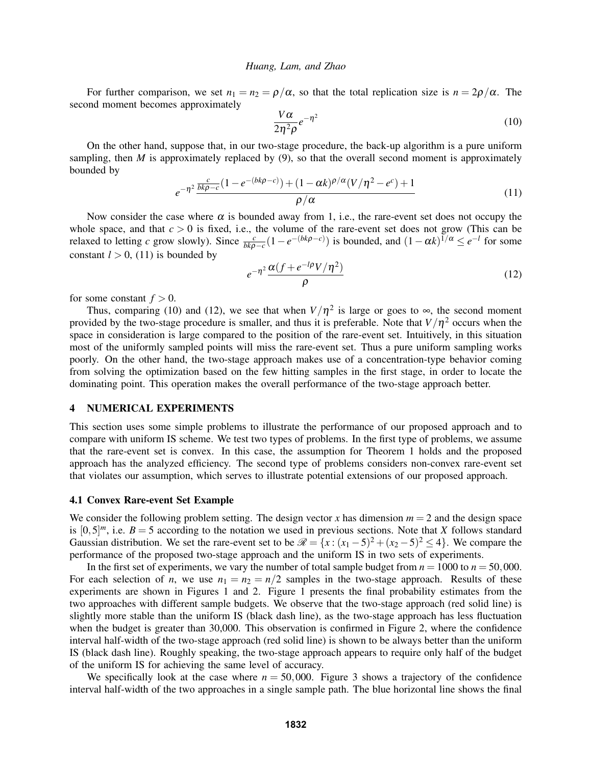For further comparison, we set $n_1 = n_2 = \rho/\alpha$, so that the total replication size is $n = 2\rho/\alpha$. The second moment becomes approximately

$$\frac{V\alpha}{2\eta^2\rho}e^{-\eta^2} \tag{10}$$

On the other hand, suppose that, in our two-stage procedure, the back-up algorithm is a pure uniform sampling, then $M$ is approximately replaced by (9), so that the overall second moment is approximately bounded by

$$e^{-\eta^2}\frac{\frac{c}{bk\rho - c}(1-e^{-(bk\rho-c)}) + (1-\alpha k)^{\rho/\alpha}(V/\eta^2 - e^c) + 1}{\rho/\alpha} \tag{11}$$

Now consider the case where $\alpha$ is bounded away from 1, i.e., the rare-event set does not occupy the whole space, and that $c > 0$ is fixed, i.e., the volume of the rare-event set does not grow (This can be relaxed to letting $c$ grow slowly). Since $\frac{c}{bk\rho - c}(1-e^{-(bk\rho-c)})$ is bounded, and $(1-\alpha k)^{1/\alpha} \leq e^{-l}$ for some constant $l > 0$, (11) is bounded by

$$e^{-\eta^2}\frac{\alpha(f + e^{-l\rho}V/\eta^2)}{\rho} \tag{12}$$

for some constant $f > 0$.

Thus, comparing (10) and (12), we see that when $V/\eta^2$ is large or goes to $\infty$, the second moment provided by the two-stage procedure is smaller, and thus it is preferable. Note that $V/\eta^2$ occurs when the space in consideration is large compared to the position of the rare-event set. Intuitively, in this situation most of the uniformly sampled points will miss the rare-event set. Thus a pure uniform sampling works poorly. On the other hand, the two-stage approach makes use of a concentration-type behavior coming from solving the optimization based on the few hitting samples in the first stage, in order to locate the dominating point. This operation makes the overall performance of the two-stage approach better.

## 4 NUMERICAL EXPERIMENTS

This section uses some simple problems to illustrate the performance of our proposed approach and to compare with uniform IS scheme. We test two types of problems. In the first type of problems, we assume that the rare-event set is convex. In this case, the assumption for Theorem 1 holds and the proposed approach has the analyzed efficiency. The second type of problems considers non-convex rare-event set that violates our assumption, which serves to illustrate potential extensions of our proposed approach.

### 4.1 Convex Rare-event Set Example

We consider the following problem setting. The design vector $x$ has dimension $m = 2$ and the design space is $[0,5]^m$, i.e. $B = 5$ according to the notation we used in previous sections. Note that $X$ follows standard Gaussian distribution. We set the rare-event set to be $\mathscr{R} = \{x : (x_1-5)^2 + (x_2-5)^2 \leq 4\}$. We compare the performance of the proposed two-stage approach and the uniform IS in two sets of experiments.

In the first set of experiments, we vary the number of total sample budget from $n = 1000$ to $n = 50,000$. For each selection of $n$, we use $n_1 = n_2 = n/2$ samples in the two-stage approach. Results of these experiments are shown in Figures 1 and 2. Figure 1 presents the final probability estimates from the two approaches with different sample budgets. We observe that the two-stage approach (red solid line) is slightly more stable than the uniform IS (black dash line), as the two-stage approach has less fluctuation when the budget is greater than 30,000. This observation is confirmed in Figure 2, where the confidence interval half-width of the two-stage approach (red solid line) is shown to be always better than the uniform IS (black dash line). Roughly speaking, the two-stage approach appears to require only half of the budget of the uniform IS for achieving the same level of accuracy.

We specifically look at the case where $n = 50,000$. Figure 3 shows a trajectory of the confidence interval half-width of the two approaches in a single sample path. The blue horizontal line shows the final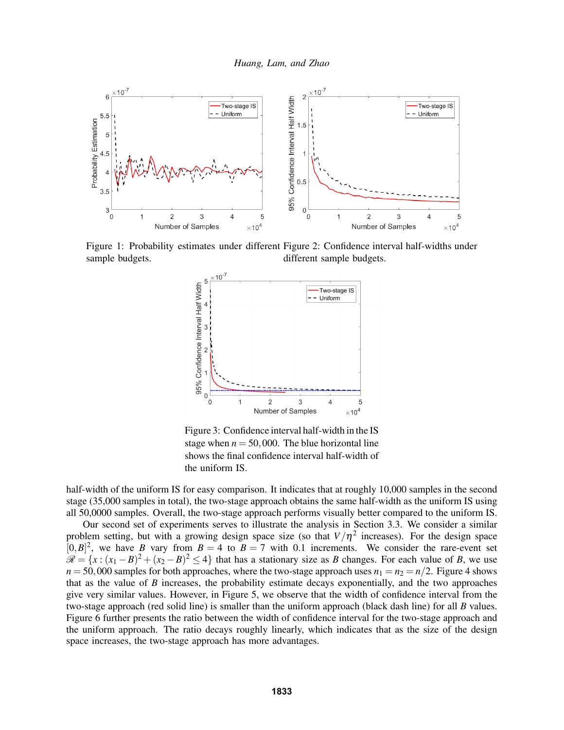Figure 1: Probability estimates under different sample budgets.

Figure 2: Confidence interval half-widths under different sample budgets.

Figure 3: Confidence interval half-width in the IS stage when $n = 50,000$. The blue horizontal line shows the final confidence interval half-width of the uniform IS.

half-width of the uniform IS for easy comparison. It indicates that at roughly 10,000 samples in the second stage (35,000 samples in total), the two-stage approach obtains the same half-width as the uniform IS using all 50,0000 samples. Overall, the two-stage approach performs visually better compared to the uniform IS.

Our second set of experiments serves to illustrate the analysis in Section 3.3. We consider a similar problem setting, but with a growing design space size (so that $V/\eta^2$ increases). For the design space $[0,B]^2$, we have $B$ vary from $B = 4$ to $B = 7$ with 0.1 increments. We consider the rare-event set $\mathscr{R} = \{x : (x_1 - B)^2 + (x_2 - B)^2 \leq 4\}$ that has a stationary size as $B$ changes. For each value of $B$, we use $n = 50,000$ samples for both approaches, where the two-stage approach uses $n_1 = n_2 = n/2$. Figure 4 shows that as the value of $B$ increases, the probability estimate decays exponentially, and the two approaches give very similar values. However, in Figure 5, we observe that the width of confidence interval from the two-stage approach (red solid line) is smaller than the uniform approach (black dash line) for all $B$ values. Figure 6 further presents the ratio between the width of confidence interval for the two-stage approach and the uniform approach. The ratio decays roughly linearly, which indicates that as the size of the design space increases, the two-stage approach has more advantages.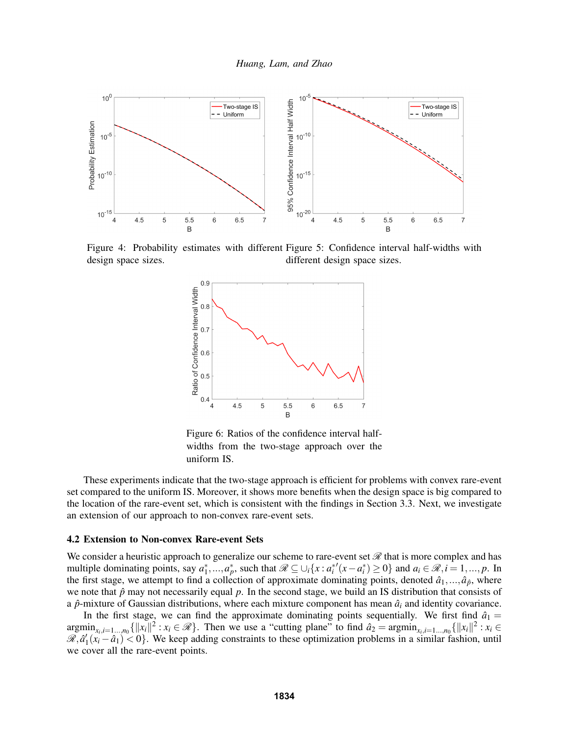Figure 4: Probability estimates with different design space sizes.

Figure 5: Confidence interval half-widths with different design space sizes.

Figure 6: Ratios of the confidence interval half-widths from the two-stage approach over the uniform IS.

These experiments indicate that the two-stage approach is efficient for problems with convex rare-event set compared to the uniform IS. Moreover, it shows more benefits when the design space is big compared to the location of the rare-event set, which is consistent with the findings in Section 3.3. Next, we investigate an extension of our approach to non-convex rare-event sets.

### 4.2 Extension to Non-convex Rare-event Sets

We consider a heuristic approach to generalize our scheme to rare-event set $\mathscr{R}$ that is more complex and has multiple dominating points, say $a_1^*,...,a_p^*$, such that $\mathscr{R} \subseteq \cup_i \{x : a_i^{*\prime}(x - a_i^*) \geq 0\}$ and $a_i \in \mathscr{R}, i = 1,...,p$. In the first stage, we attempt to find a collection of approximate dominating points, denoted $\hat{a}_1,...,\hat{a}_{\hat{p}}$, where we note that $\hat{p}$ may not necessarily equal $p$. In the second stage, we build an IS distribution that consists of a $\hat{p}$-mixture of Gaussian distributions, where each mixture component has mean $\hat{a}_i$ and identity covariance.

In the first stage, we can find the approximate dominating points sequentially. We first find $\hat{a}_1 = \text{argmin}_{x_i, i=1...,n_0}\{\|x_i\|^2 : x_i \in \mathscr{R}\}$. Then we use a "cutting plane" to find $\hat{a}_2 = \text{argmin}_{x_i, i=1...,n_0}\{\|x_i\|^2 : x_i \in \mathscr{R}, \hat{a}_1'(x_i - \hat{a}_1) < 0\}$. We keep adding constraints to these optimization problems in a similar fashion, until we cover all the rare-event points.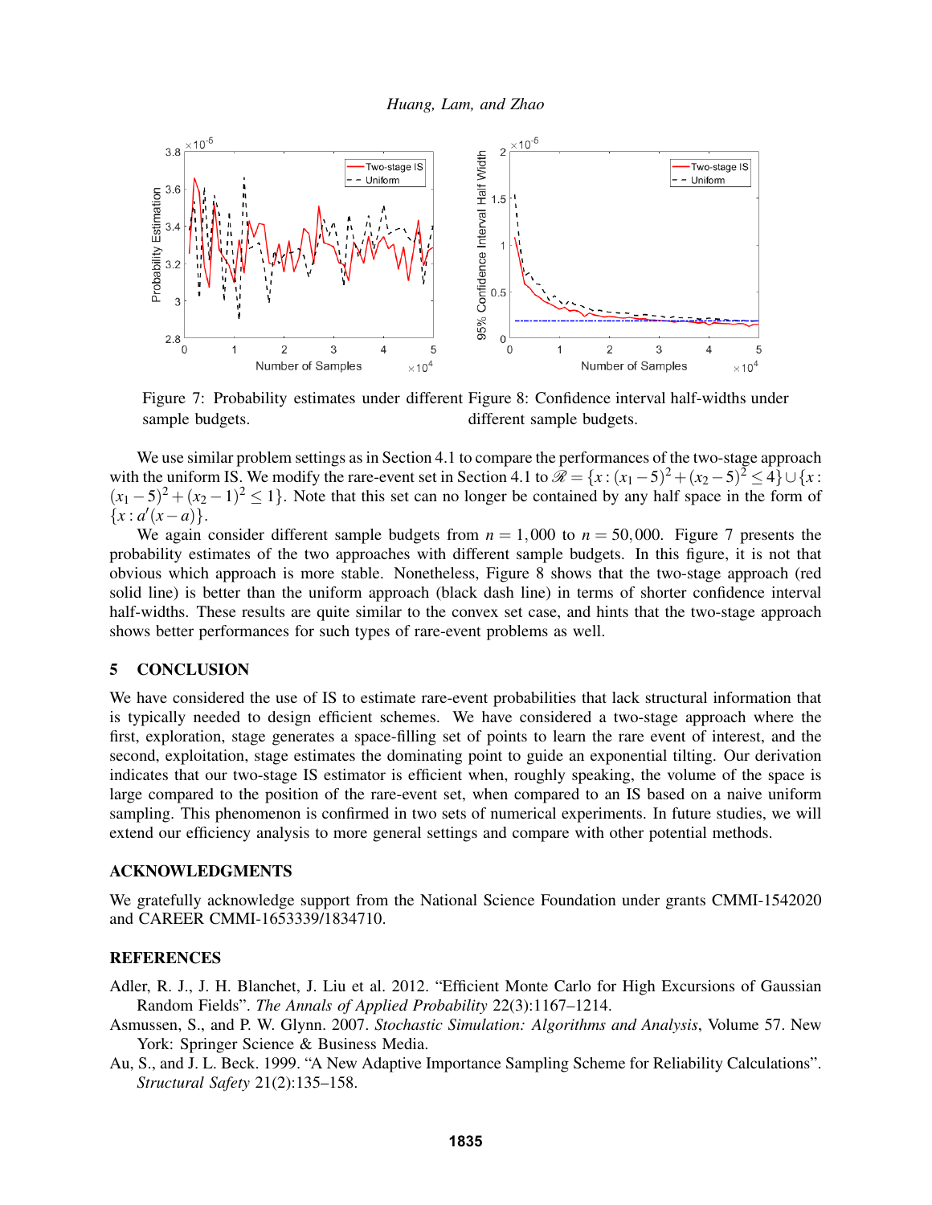Figure 7: Probability estimates under different sample budgets.

Figure 8: Confidence interval half-widths under different sample budgets.

We use similar problem settings as in Section 4.1 to compare the performances of the two-stage approach with the uniform IS. We modify the rare-event set in Section 4.1 to $\mathscr{R} = \{x : (x_1-5)^2+(x_2-5)^2 \leq 4\} \cup \{x : (x_1-5)^2+(x_2-1)^2 \leq 1\}$. Note that this set can no longer be contained by any half space in the form of $\{x : a'(x-a)\}$.

We again consider different sample budgets from $n = 1{,}000$ to $n = 50{,}000$. Figure 7 presents the probability estimates of the two approaches with different sample budgets. In this figure, it is not that obvious which approach is more stable. Nonetheless, Figure 8 shows that the two-stage approach (red solid line) is better than the uniform approach (black dash line) in terms of shorter confidence interval half-widths. These results are quite similar to the convex set case, and hints that the two-stage approach shows better performances for such types of rare-event problems as well.

## 5 CONCLUSION

We have considered the use of IS to estimate rare-event probabilities that lack structural information that is typically needed to design efficient schemes. We have considered a two-stage approach where the first, exploration, stage generates a space-filling set of points to learn the rare event of interest, and the second, exploitation, stage estimates the dominating point to guide an exponential tilting. Our derivation indicates that our two-stage IS estimator is efficient when, roughly speaking, the volume of the space is large compared to the position of the rare-event set, when compared to an IS based on a naive uniform sampling. This phenomenon is confirmed in two sets of numerical experiments. In future studies, we will extend our efficiency analysis to more general settings and compare with other potential methods.

## ACKNOWLEDGMENTS

We gratefully acknowledge support from the National Science Foundation under grants CMMI-1542020 and CAREER CMMI-1653339/1834710.

## REFERENCES

Adler, R. J., J. H. Blanchet, J. Liu et al. 2012. "Efficient Monte Carlo for High Excursions of Gaussian Random Fields". *The Annals of Applied Probability* 22(3):1167–1214.

Asmussen, S., and P. W. Glynn. 2007. *Stochastic Simulation: Algorithms and Analysis*, Volume 57. New York: Springer Science & Business Media.

Au, S., and J. L. Beck. 1999. "A New Adaptive Importance Sampling Scheme for Reliability Calculations". *Structural Safety* 21(2):135–158.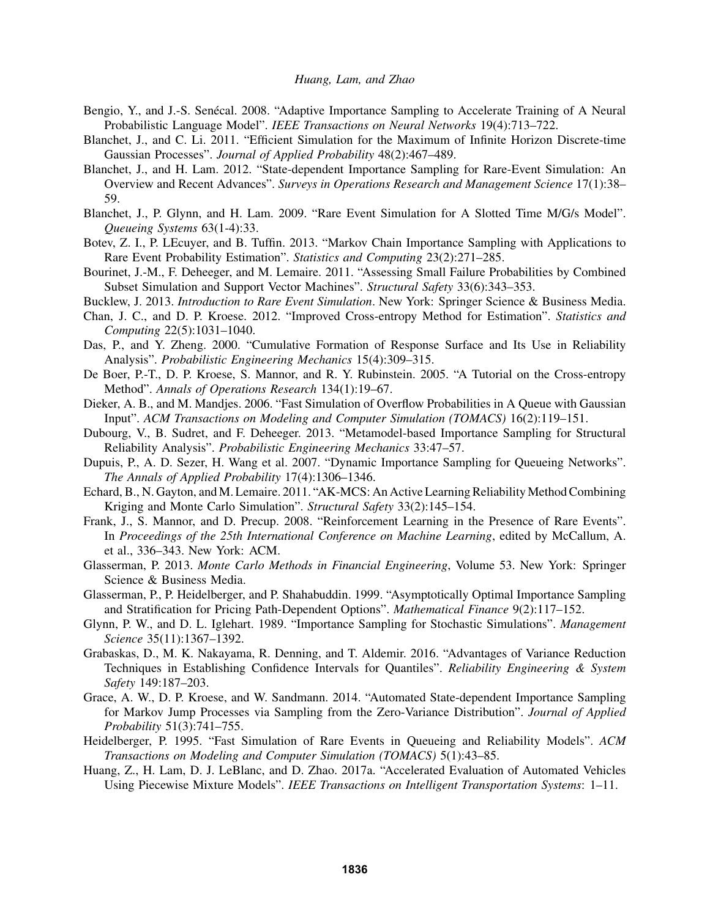Bengio, Y., and J.-S. Senécal. 2008. "Adaptive Importance Sampling to Accelerate Training of A Neural Probabilistic Language Model". *IEEE Transactions on Neural Networks* 19(4):713–722.

Blanchet, J., and C. Li. 2011. "Efficient Simulation for the Maximum of Infinite Horizon Discrete-time Gaussian Processes". *Journal of Applied Probability* 48(2):467–489.

Blanchet, J., and H. Lam. 2012. "State-dependent Importance Sampling for Rare-Event Simulation: An Overview and Recent Advances". *Surveys in Operations Research and Management Science* 17(1):38–59.

Blanchet, J., P. Glynn, and H. Lam. 2009. "Rare Event Simulation for A Slotted Time M/G/s Model". *Queueing Systems* 63(1-4):33.

Botev, Z. I., P. LEcuyer, and B. Tuffin. 2013. "Markov Chain Importance Sampling with Applications to Rare Event Probability Estimation". *Statistics and Computing* 23(2):271–285.

Bourinet, J.-M., F. Deheeger, and M. Lemaire. 2011. "Assessing Small Failure Probabilities by Combined Subset Simulation and Support Vector Machines". *Structural Safety* 33(6):343–353.

Bucklew, J. 2013. *Introduction to Rare Event Simulation*. New York: Springer Science & Business Media.

Chan, J. C., and D. P. Kroese. 2012. "Improved Cross-entropy Method for Estimation". *Statistics and Computing* 22(5):1031–1040.

Das, P., and Y. Zheng. 2000. "Cumulative Formation of Response Surface and Its Use in Reliability Analysis". *Probabilistic Engineering Mechanics* 15(4):309–315.

De Boer, P.-T., D. P. Kroese, S. Mannor, and R. Y. Rubinstein. 2005. "A Tutorial on the Cross-entropy Method". *Annals of Operations Research* 134(1):19–67.

Dieker, A. B., and M. Mandjes. 2006. "Fast Simulation of Overflow Probabilities in A Queue with Gaussian Input". *ACM Transactions on Modeling and Computer Simulation (TOMACS)* 16(2):119–151.

Dubourg, V., B. Sudret, and F. Deheeger. 2013. "Metamodel-based Importance Sampling for Structural Reliability Analysis". *Probabilistic Engineering Mechanics* 33:47–57.

Dupuis, P., A. D. Sezer, H. Wang et al. 2007. "Dynamic Importance Sampling for Queueing Networks". *The Annals of Applied Probability* 17(4):1306–1346.

Echard, B., N. Gayton, and M. Lemaire. 2011. "AK-MCS: An Active Learning Reliability Method Combining Kriging and Monte Carlo Simulation". *Structural Safety* 33(2):145–154.

Frank, J., S. Mannor, and D. Precup. 2008. "Reinforcement Learning in the Presence of Rare Events". In *Proceedings of the 25th International Conference on Machine Learning*, edited by McCallum, A. et al., 336–343. New York: ACM.

Glasserman, P. 2013. *Monte Carlo Methods in Financial Engineering*, Volume 53. New York: Springer Science & Business Media.

Glasserman, P., P. Heidelberger, and P. Shahabuddin. 1999. "Asymptotically Optimal Importance Sampling and Stratification for Pricing Path-Dependent Options". *Mathematical Finance* 9(2):117–152.

Glynn, P. W., and D. L. Iglehart. 1989. "Importance Sampling for Stochastic Simulations". *Management Science* 35(11):1367–1392.

Grabaskas, D., M. K. Nakayama, R. Denning, and T. Aldemir. 2016. "Advantages of Variance Reduction Techniques in Establishing Confidence Intervals for Quantiles". *Reliability Engineering & System Safety* 149:187–203.

Grace, A. W., D. P. Kroese, and W. Sandmann. 2014. "Automated State-dependent Importance Sampling for Markov Jump Processes via Sampling from the Zero-Variance Distribution". *Journal of Applied Probability* 51(3):741–755.

Heidelberger, P. 1995. "Fast Simulation of Rare Events in Queueing and Reliability Models". *ACM Transactions on Modeling and Computer Simulation (TOMACS)* 5(1):43–85.

Huang, Z., H. Lam, D. J. LeBlanc, and D. Zhao. 2017a. "Accelerated Evaluation of Automated Vehicles Using Piecewise Mixture Models". *IEEE Transactions on Intelligent Transportation Systems*: 1–11.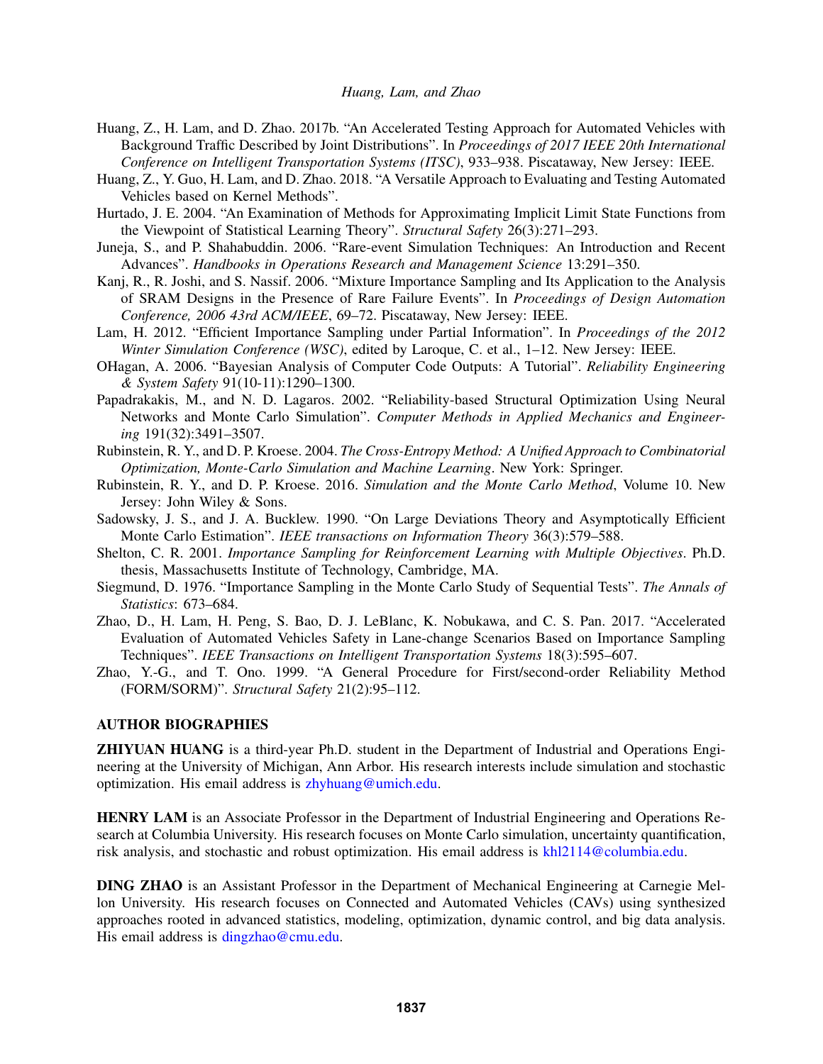Huang, Z., H. Lam, and D. Zhao. 2017b. "An Accelerated Testing Approach for Automated Vehicles with Background Traffic Described by Joint Distributions". In *Proceedings of 2017 IEEE 20th International Conference on Intelligent Transportation Systems (ITSC)*, 933–938. Piscataway, New Jersey: IEEE.

Huang, Z., Y. Guo, H. Lam, and D. Zhao. 2018. "A Versatile Approach to Evaluating and Testing Automated Vehicles based on Kernel Methods".

Hurtado, J. E. 2004. "An Examination of Methods for Approximating Implicit Limit State Functions from the Viewpoint of Statistical Learning Theory". *Structural Safety* 26(3):271–293.

Juneja, S., and P. Shahabuddin. 2006. "Rare-event Simulation Techniques: An Introduction and Recent Advances". *Handbooks in Operations Research and Management Science* 13:291–350.

Kanj, R., R. Joshi, and S. Nassif. 2006. "Mixture Importance Sampling and Its Application to the Analysis of SRAM Designs in the Presence of Rare Failure Events". In *Proceedings of Design Automation Conference, 2006 43rd ACM/IEEE*, 69–72. Piscataway, New Jersey: IEEE.

Lam, H. 2012. "Efficient Importance Sampling under Partial Information". In *Proceedings of the 2012 Winter Simulation Conference (WSC)*, edited by Laroque, C. et al., 1–12. New Jersey: IEEE.

OHagan, A. 2006. "Bayesian Analysis of Computer Code Outputs: A Tutorial". *Reliability Engineering & System Safety* 91(10-11):1290–1300.

Papadrakakis, M., and N. D. Lagaros. 2002. "Reliability-based Structural Optimization Using Neural Networks and Monte Carlo Simulation". *Computer Methods in Applied Mechanics and Engineering* 191(32):3491–3507.

Rubinstein, R. Y., and D. P. Kroese. 2004. *The Cross-Entropy Method: A Unified Approach to Combinatorial Optimization, Monte-Carlo Simulation and Machine Learning*. New York: Springer.

Rubinstein, R. Y., and D. P. Kroese. 2016. *Simulation and the Monte Carlo Method*, Volume 10. New Jersey: John Wiley & Sons.

Sadowsky, J. S., and J. A. Bucklew. 1990. "On Large Deviations Theory and Asymptotically Efficient Monte Carlo Estimation". *IEEE transactions on Information Theory* 36(3):579–588.

Shelton, C. R. 2001. *Importance Sampling for Reinforcement Learning with Multiple Objectives*. Ph.D. thesis, Massachusetts Institute of Technology, Cambridge, MA.

Siegmund, D. 1976. "Importance Sampling in the Monte Carlo Study of Sequential Tests". *The Annals of Statistics*: 673–684.

Zhao, D., H. Lam, H. Peng, S. Bao, D. J. LeBlanc, K. Nobukawa, and C. S. Pan. 2017. "Accelerated Evaluation of Automated Vehicles Safety in Lane-change Scenarios Based on Importance Sampling Techniques". *IEEE Transactions on Intelligent Transportation Systems* 18(3):595–607.

Zhao, Y.-G., and T. Ono. 1999. "A General Procedure for First/second-order Reliability Method (FORM/SORM)". *Structural Safety* 21(2):95–112.

## AUTHOR BIOGRAPHIES

**ZHIYUAN HUANG** is a third-year Ph.D. student in the Department of Industrial and Operations Engineering at the University of Michigan, Ann Arbor. His research interests include simulation and stochastic optimization. His email address is zhyhuang@umich.edu.

**HENRY LAM** is an Associate Professor in the Department of Industrial Engineering and Operations Research at Columbia University. His research focuses on Monte Carlo simulation, uncertainty quantification, risk analysis, and stochastic and robust optimization. His email address is khl2114@columbia.edu.

**DING ZHAO** is an Assistant Professor in the Department of Mechanical Engineering at Carnegie Mellon University. His research focuses on Connected and Automated Vehicles (CAVs) using synthesized approaches rooted in advanced statistics, modeling, optimization, dynamic control, and big data analysis. His email address is dingzhao@cmu.edu.